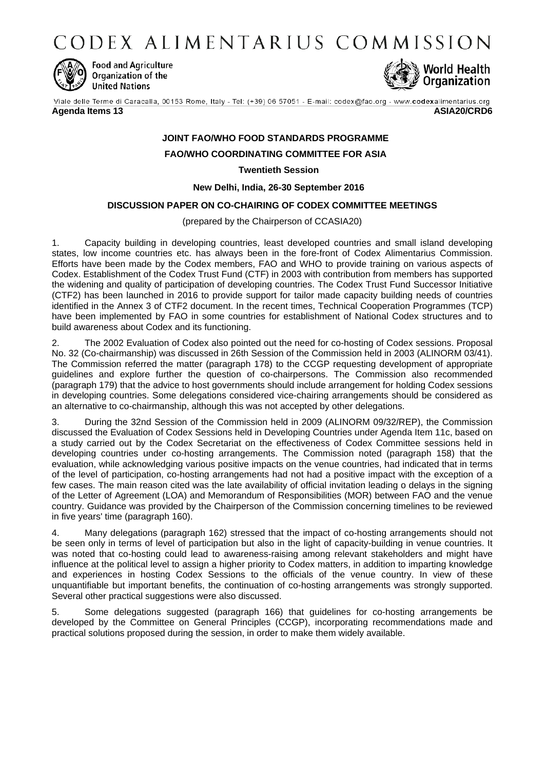# CODEX ALIMENTARIUS COMMISSION

Food and Agriculture Organization of the United Nations

World Health Organization

Viale delle Terme di Caracalla, 00153 Rome, Italy - Tel: (+39) 06 57051 - E-mail: codex@fao.org - www.codexalimentarius.org

**Agenda Items 13** **ASIA20/CRD6**

**JOINT FAO/WHO FOOD STANDARDS PROGRAMME**

**FAO/WHO COORDINATING COMMITTEE FOR ASIA**

**Twentieth Session**

**New Delhi, India, 26-30 September 2016**

**DISCUSSION PAPER ON CO-CHAIRING OF CODEX COMMITTEE MEETINGS**

(prepared by the Chairperson of CCASIA20)

1. Capacity building in developing countries, least developed countries and small island developing states, low income countries etc. has always been in the fore-front of Codex Alimentarius Commission. Efforts have been made by the Codex members, FAO and WHO to provide training on various aspects of Codex. Establishment of the Codex Trust Fund (CTF) in 2003 with contribution from members has supported the widening and quality of participation of developing countries. The Codex Trust Fund Successor Initiative (CTF2) has been launched in 2016 to provide support for tailor made capacity building needs of countries identified in the Annex 3 of CTF2 document. In the recent times, Technical Cooperation Programmes (TCP) have been implemented by FAO in some countries for establishment of National Codex structures and to build awareness about Codex and its functioning.

2. The 2002 Evaluation of Codex also pointed out the need for co-hosting of Codex sessions. Proposal No. 32 (Co-chairmanship) was discussed in 26th Session of the Commission held in 2003 (ALINORM 03/41). The Commission referred the matter (paragraph 178) to the CCGP requesting development of appropriate guidelines and explore further the question of co-chairpersons. The Commission also recommended (paragraph 179) that the advice to host governments should include arrangement for holding Codex sessions in developing countries. Some delegations considered vice-chairing arrangements should be considered as an alternative to co-chairmanship, although this was not accepted by other delegations.

3. During the 32nd Session of the Commission held in 2009 (ALINORM 09/32/REP), the Commission discussed the Evaluation of Codex Sessions held in Developing Countries under Agenda Item 11c, based on a study carried out by the Codex Secretariat on the effectiveness of Codex Committee sessions held in developing countries under co-hosting arrangements. The Commission noted (paragraph 158) that the evaluation, while acknowledging various positive impacts on the venue countries, had indicated that in terms of the level of participation, co-hosting arrangements had not had a positive impact with the exception of a few cases. The main reason cited was the late availability of official invitation leading o delays in the signing of the Letter of Agreement (LOA) and Memorandum of Responsibilities (MOR) between FAO and the venue country. Guidance was provided by the Chairperson of the Commission concerning timelines to be reviewed in five years' time (paragraph 160).

4. Many delegations (paragraph 162) stressed that the impact of co-hosting arrangements should not be seen only in terms of level of participation but also in the light of capacity-building in venue countries. It was noted that co-hosting could lead to awareness-raising among relevant stakeholders and might have influence at the political level to assign a higher priority to Codex matters, in addition to imparting knowledge and experiences in hosting Codex Sessions to the officials of the venue country. In view of these unquantifiable but important benefits, the continuation of co-hosting arrangements was strongly supported. Several other practical suggestions were also discussed.

5. Some delegations suggested (paragraph 166) that guidelines for co-hosting arrangements be developed by the Committee on General Principles (CCGP), incorporating recommendations made and practical solutions proposed during the session, in order to make them widely available.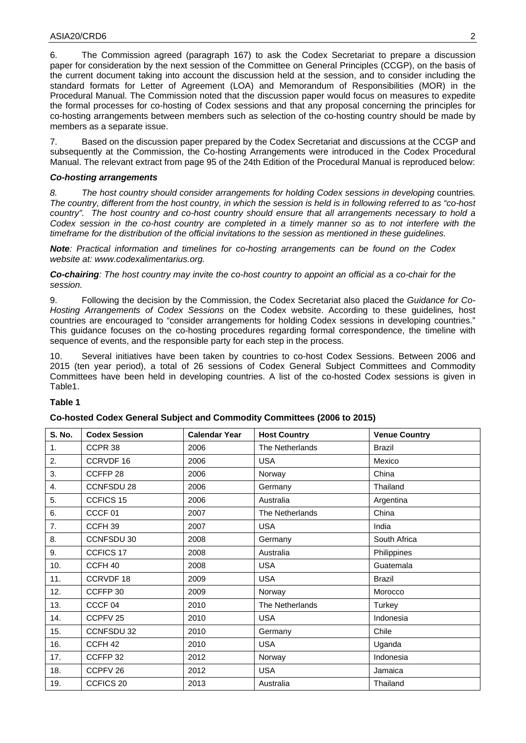6. The Commission agreed (paragraph 167) to ask the Codex Secretariat to prepare a discussion paper for consideration by the next session of the Committee on General Principles (CCGP), on the basis of the current document taking into account the discussion held at the session, and to consider including the standard formats for Letter of Agreement (LOA) and Memorandum of Responsibilities (MOR) in the Procedural Manual. The Commission noted that the discussion paper would focus on measures to expedite the formal processes for co-hosting of Codex sessions and that any proposal concerning the principles for co-hosting arrangements between members such as selection of the co-hosting country should be made by members as a separate issue.

7. Based on the discussion paper prepared by the Codex Secretariat and discussions at the CCGP and subsequently at the Commission, the Co-hosting Arrangements were introduced in the Codex Procedural Manual. The relevant extract from page 95 of the 24th Edition of the Procedural Manual is reproduced below:

***Co-hosting arrangements***

*8. The host country should consider arrangements for holding Codex sessions in developing countries. The country, different from the host country, in which the session is held is in following referred to as "co-host country". The host country and co-host country should ensure that all arrangements necessary to hold a Codex session in the co-host country are completed in a timely manner so as to not interfere with the timeframe for the distribution of the official invitations to the session as mentioned in these guidelines.*

***Note**: Practical information and timelines for co-hosting arrangements can be found on the Codex website at: www.codexalimentarius.org.*

***Co-chairing**: The host country may invite the co-host country to appoint an official as a co-chair for the session.*

9. Following the decision by the Commission, the Codex Secretariat also placed the *Guidance for Co-Hosting Arrangements of Codex Sessions* on the Codex website. According to these guidelines, host countries are encouraged to "consider arrangements for holding Codex sessions in developing countries." This guidance focuses on the co-hosting procedures regarding formal correspondence, the timeline with sequence of events, and the responsible party for each step in the process.

10. Several initiatives have been taken by countries to co-host Codex Sessions. Between 2006 and 2015 (ten year period), a total of 26 sessions of Codex General Subject Committees and Commodity Committees have been held in developing countries. A list of the co-hosted Codex sessions is given in Table1.

**Table 1**

**Co-hosted Codex General Subject and Commodity Committees (2006 to 2015)**

| S. No. | Codex Session | Calendar Year | Host Country | Venue Country |
|---|---|---|---|---|
| 1. | CCPR 38 | 2006 | The Netherlands | Brazil |
| 2. | CCRVDF 16 | 2006 | USA | Mexico |
| 3. | CCFFP 28 | 2006 | Norway | China |
| 4. | CCNFSDU 28 | 2006 | Germany | Thailand |
| 5. | CCFICS 15 | 2006 | Australia | Argentina |
| 6. | CCCF 01 | 2007 | The Netherlands | China |
| 7. | CCFH 39 | 2007 | USA | India |
| 8. | CCNFSDU 30 | 2008 | Germany | South Africa |
| 9. | CCFICS 17 | 2008 | Australia | Philippines |
| 10. | CCFH 40 | 2008 | USA | Guatemala |
| 11. | CCRVDF 18 | 2009 | USA | Brazil |
| 12. | CCFFP 30 | 2009 | Norway | Morocco |
| 13. | CCCF 04 | 2010 | The Netherlands | Turkey |
| 14. | CCPFV 25 | 2010 | USA | Indonesia |
| 15. | CCNFSDU 32 | 2010 | Germany | Chile |
| 16. | CCFH 42 | 2010 | USA | Uganda |
| 17. | CCFFP 32 | 2012 | Norway | Indonesia |
| 18. | CCPFV 26 | 2012 | USA | Jamaica |
| 19. | CCFICS 20 | 2013 | Australia | Thailand |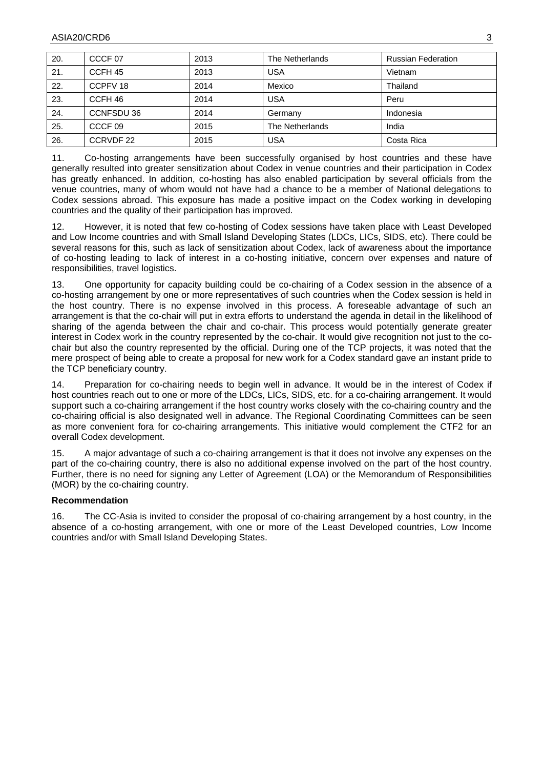| | | | | |
|---|---|---|---|---|
| 20. | CCCF 07 | 2013 | The Netherlands | Russian Federation |
| 21. | CCFH 45 | 2013 | USA | Vietnam |
| 22. | CCPFV 18 | 2014 | Mexico | Thailand |
| 23. | CCFH 46 | 2014 | USA | Peru |
| 24. | CCNFSDU 36 | 2014 | Germany | Indonesia |
| 25. | CCCF 09 | 2015 | The Netherlands | India |
| 26. | CCRVDF 22 | 2015 | USA | Costa Rica |

11. Co-hosting arrangements have been successfully organised by host countries and these have generally resulted into greater sensitization about Codex in venue countries and their participation in Codex has greatly enhanced. In addition, co-hosting has also enabled participation by several officials from the venue countries, many of whom would not have had a chance to be a member of National delegations to Codex sessions abroad. This exposure has made a positive impact on the Codex working in developing countries and the quality of their participation has improved.

12. However, it is noted that few co-hosting of Codex sessions have taken place with Least Developed and Low Income countries and with Small Island Developing States (LDCs, LICs, SIDS, etc). There could be several reasons for this, such as lack of sensitization about Codex, lack of awareness about the importance of co-hosting leading to lack of interest in a co-hosting initiative, concern over expenses and nature of responsibilities, travel logistics.

13. One opportunity for capacity building could be co-chairing of a Codex session in the absence of a co-hosting arrangement by one or more representatives of such countries when the Codex session is held in the host country. There is no expense involved in this process. A foreseeable advantage of such an arrangement is that the co-chair will put in extra efforts to understand the agenda in detail in the likelihood of sharing of the agenda between the chair and co-chair. This process would potentially generate greater interest in Codex work in the country represented by the co-chair. It would give recognition not just to the co-chair but also the country represented by the official. During one of the TCP projects, it was noted that the mere prospect of being able to create a proposal for new work for a Codex standard gave an instant pride to the TCP beneficiary country.

14. Preparation for co-chairing needs to begin well in advance. It would be in the interest of Codex if host countries reach out to one or more of the LDCs, LICs, SIDS, etc. for a co-chairing arrangement. It would support such a co-chairing arrangement if the host country works closely with the co-chairing country and the co-chairing official is also designated well in advance. The Regional Coordinating Committees can be seen as more convenient fora for co-chairing arrangements. This initiative would complement the CTF2 for an overall Codex development.

15. A major advantage of such a co-chairing arrangement is that it does not involve any expenses on the part of the co-chairing country, there is also no additional expense involved on the part of the host country. Further, there is no need for signing any Letter of Agreement (LOA) or the Memorandum of Responsibilities (MOR) by the co-chairing country.

**Recommendation**

16. The CC-Asia is invited to consider the proposal of co-chairing arrangement by a host country, in the absence of a co-hosting arrangement, with one or more of the Least Developed countries, Low Income countries and/or with Small Island Developing States.